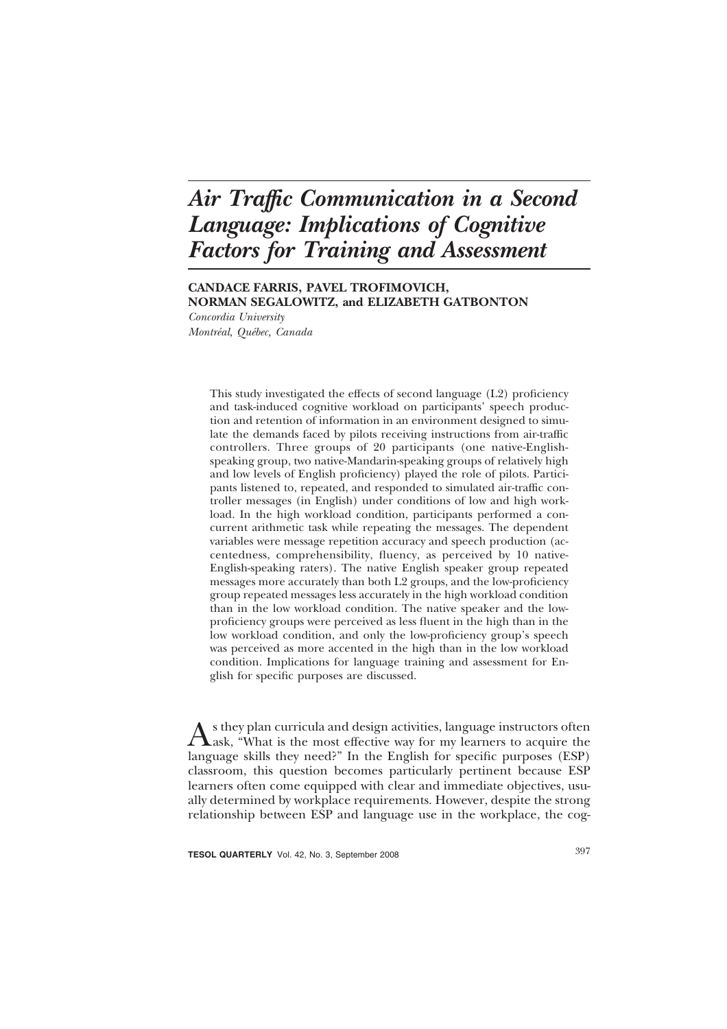# *Air Traffic Communication in a Second Language: Implications of Cognitive Factors for Training and Assessment*

**CANDACE FARRIS, PAVEL TROFIMOVICH, NORMAN SEGALOWITZ, and ELIZABETH GATBONTON**

*Concordia University*
*Montréal, Québec, Canada*

This study investigated the effects of second language (L2) proficiency and task-induced cognitive workload on participants' speech production and retention of information in an environment designed to simulate the demands faced by pilots receiving instructions from air-traffic controllers. Three groups of 20 participants (one native-English-speaking group, two native-Mandarin-speaking groups of relatively high and low levels of English proficiency) played the role of pilots. Participants listened to, repeated, and responded to simulated air-traffic controller messages (in English) under conditions of low and high workload. In the high workload condition, participants performed a concurrent arithmetic task while repeating the messages. The dependent variables were message repetition accuracy and speech production (accentedness, comprehensibility, fluency, as perceived by 10 native-English-speaking raters). The native English speaker group repeated messages more accurately than both L2 groups, and the low-proficiency group repeated messages less accurately in the high workload condition than in the low workload condition. The native speaker and the low-proficiency groups were perceived as less fluent in the high than in the low workload condition, and only the low-proficiency group's speech was perceived as more accented in the high than in the low workload condition. Implications for language training and assessment for English for specific purposes are discussed.

As they plan curricula and design activities, language instructors often ask, "What is the most effective way for my learners to acquire the language skills they need?" In the English for specific purposes (ESP) classroom, this question becomes particularly pertinent because ESP learners often come equipped with clear and immediate objectives, usually determined by workplace requirements. However, despite the strong relationship between ESP and language use in the workplace, the cog-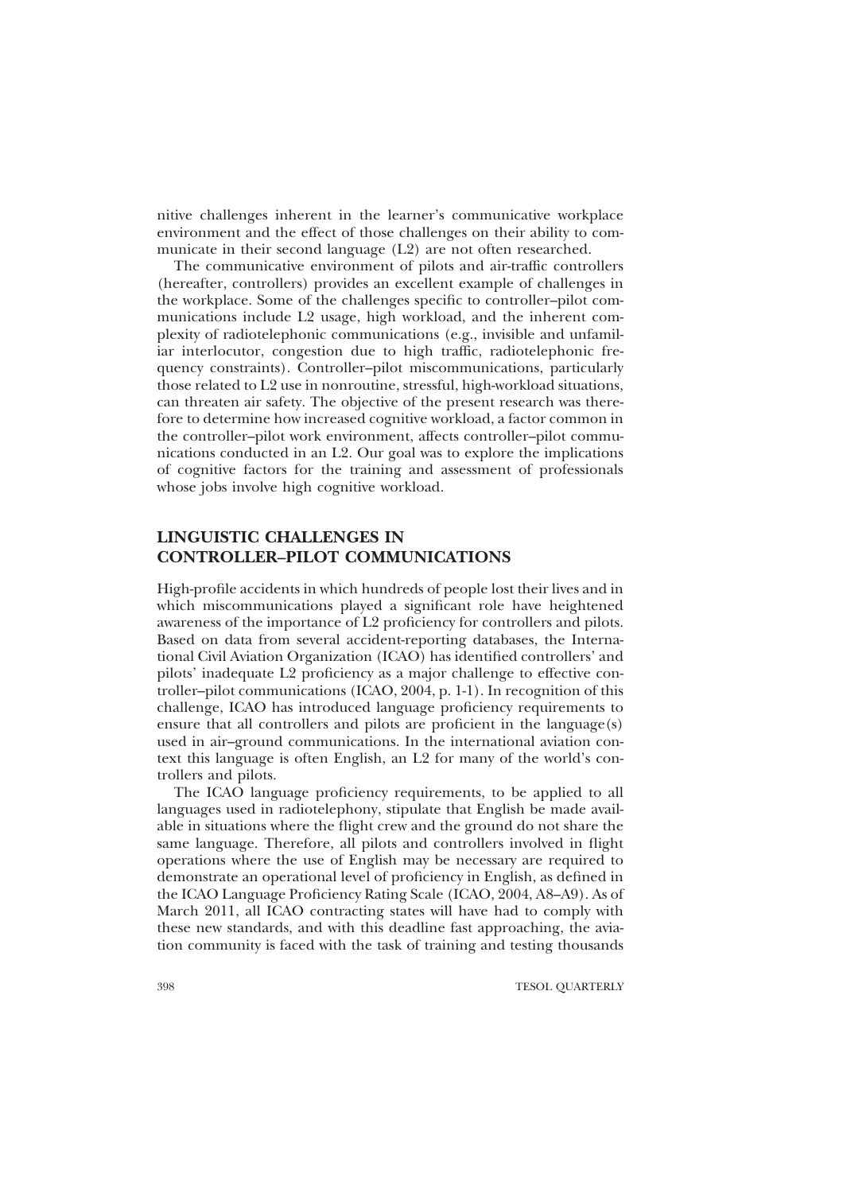nitive challenges inherent in the learner's communicative workplace environment and the effect of those challenges on their ability to communicate in their second language (L2) are not often researched.

The communicative environment of pilots and air-traffic controllers (hereafter, controllers) provides an excellent example of challenges in the workplace. Some of the challenges specific to controller–pilot communications include L2 usage, high workload, and the inherent complexity of radiotelephonic communications (e.g., invisible and unfamiliar interlocutor, congestion due to high traffic, radiotelephonic frequency constraints). Controller–pilot miscommunications, particularly those related to L2 use in nonroutine, stressful, high-workload situations, can threaten air safety. The objective of the present research was therefore to determine how increased cognitive workload, a factor common in the controller–pilot work environment, affects controller–pilot communications conducted in an L2. Our goal was to explore the implications of cognitive factors for the training and assessment of professionals whose jobs involve high cognitive workload.

## LINGUISTIC CHALLENGES IN CONTROLLER–PILOT COMMUNICATIONS

High-profile accidents in which hundreds of people lost their lives and in which miscommunications played a significant role have heightened awareness of the importance of L2 proficiency for controllers and pilots. Based on data from several accident-reporting databases, the International Civil Aviation Organization (ICAO) has identified controllers' and pilots' inadequate L2 proficiency as a major challenge to effective controller–pilot communications (ICAO, 2004, p. 1-1). In recognition of this challenge, ICAO has introduced language proficiency requirements to ensure that all controllers and pilots are proficient in the language(s) used in air–ground communications. In the international aviation context this language is often English, an L2 for many of the world's controllers and pilots.

The ICAO language proficiency requirements, to be applied to all languages used in radiotelephony, stipulate that English be made available in situations where the flight crew and the ground do not share the same language. Therefore, all pilots and controllers involved in flight operations where the use of English may be necessary are required to demonstrate an operational level of proficiency in English, as defined in the ICAO Language Proficiency Rating Scale (ICAO, 2004, A8–A9). As of March 2011, all ICAO contracting states will have had to comply with these new standards, and with this deadline fast approaching, the aviation community is faced with the task of training and testing thousands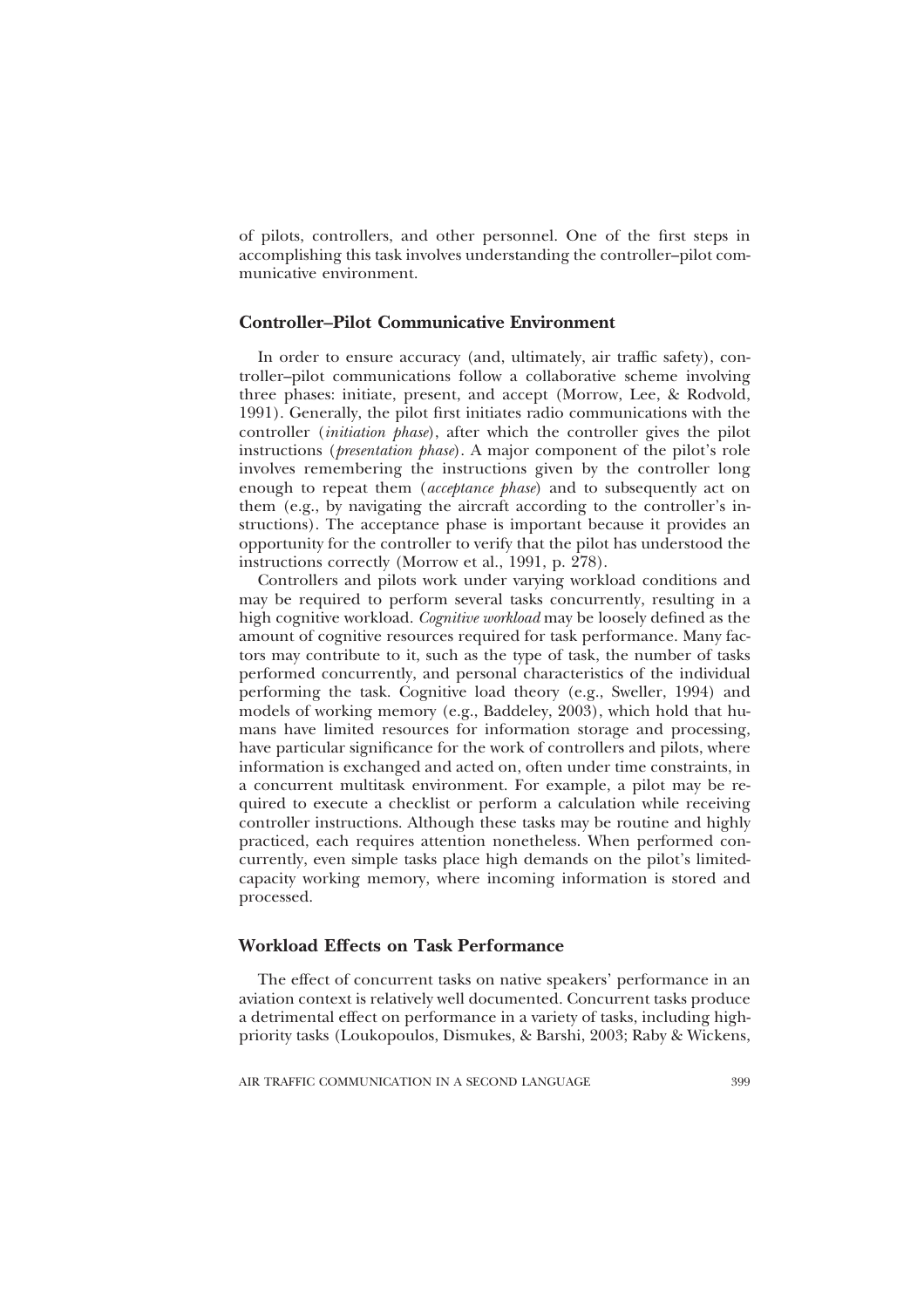of pilots, controllers, and other personnel. One of the first steps in accomplishing this task involves understanding the controller–pilot communicative environment.

## Controller–Pilot Communicative Environment

In order to ensure accuracy (and, ultimately, air traffic safety), controller–pilot communications follow a collaborative scheme involving three phases: initiate, present, and accept (Morrow, Lee, & Rodvold, 1991). Generally, the pilot first initiates radio communications with the controller (*initiation phase*), after which the controller gives the pilot instructions (*presentation phase*). A major component of the pilot's role involves remembering the instructions given by the controller long enough to repeat them (*acceptance phase*) and to subsequently act on them (e.g., by navigating the aircraft according to the controller's instructions). The acceptance phase is important because it provides an opportunity for the controller to verify that the pilot has understood the instructions correctly (Morrow et al., 1991, p. 278).

Controllers and pilots work under varying workload conditions and may be required to perform several tasks concurrently, resulting in a high cognitive workload. *Cognitive workload* may be loosely defined as the amount of cognitive resources required for task performance. Many factors may contribute to it, such as the type of task, the number of tasks performed concurrently, and personal characteristics of the individual performing the task. Cognitive load theory (e.g., Sweller, 1994) and models of working memory (e.g., Baddeley, 2003), which hold that humans have limited resources for information storage and processing, have particular significance for the work of controllers and pilots, where information is exchanged and acted on, often under time constraints, in a concurrent multitask environment. For example, a pilot may be required to execute a checklist or perform a calculation while receiving controller instructions. Although these tasks may be routine and highly practiced, each requires attention nonetheless. When performed concurrently, even simple tasks place high demands on the pilot's limited-capacity working memory, where incoming information is stored and processed.

## Workload Effects on Task Performance

The effect of concurrent tasks on native speakers' performance in an aviation context is relatively well documented. Concurrent tasks produce a detrimental effect on performance in a variety of tasks, including high-priority tasks (Loukopoulos, Dismukes, & Barshi, 2003; Raby & Wickens,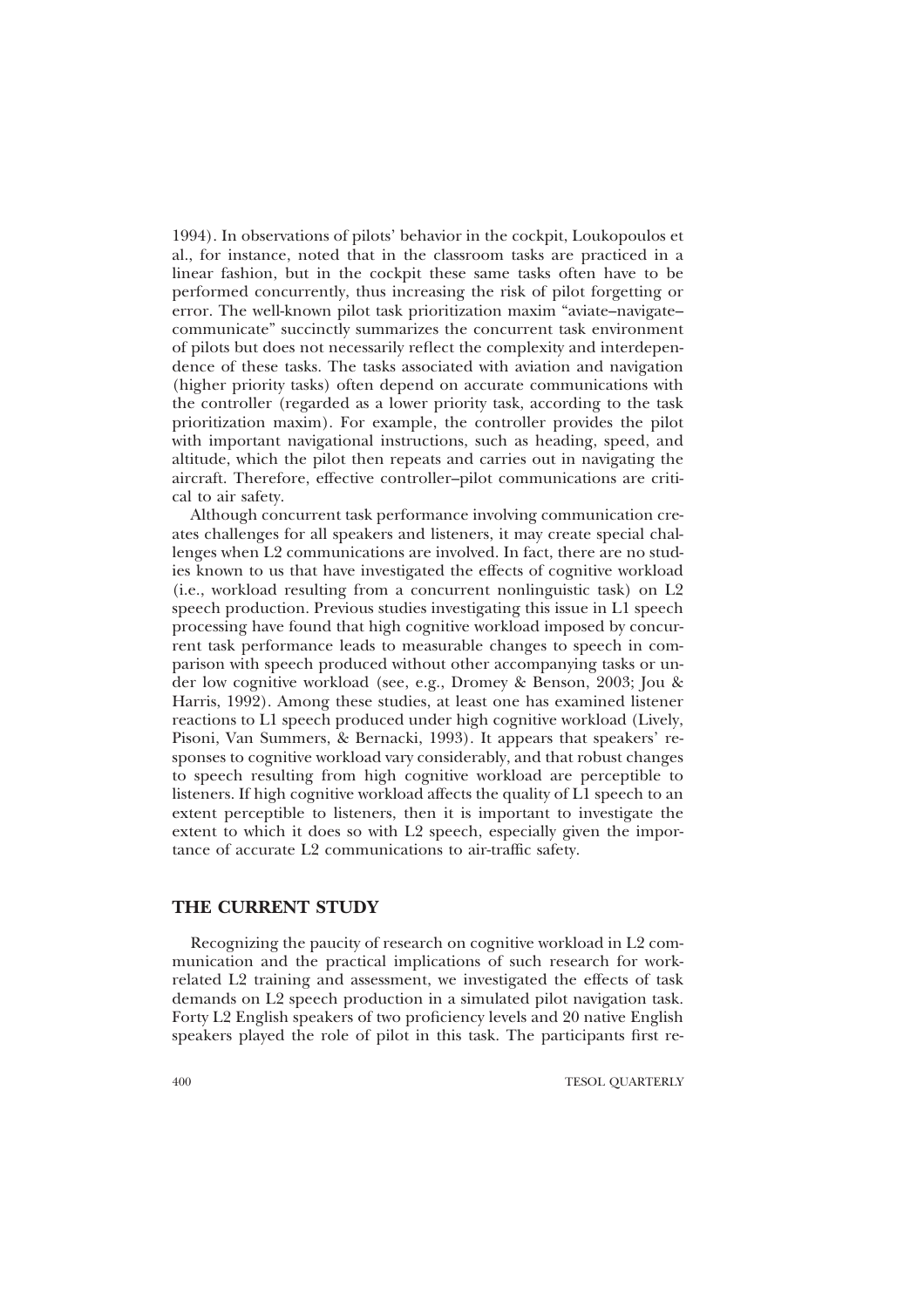1994). In observations of pilots' behavior in the cockpit, Loukopoulos et al., for instance, noted that in the classroom tasks are practiced in a linear fashion, but in the cockpit these same tasks often have to be performed concurrently, thus increasing the risk of pilot forgetting or error. The well-known pilot task prioritization maxim "aviate–navigate–communicate" succinctly summarizes the concurrent task environment of pilots but does not necessarily reflect the complexity and interdependence of these tasks. The tasks associated with aviation and navigation (higher priority tasks) often depend on accurate communications with the controller (regarded as a lower priority task, according to the task prioritization maxim). For example, the controller provides the pilot with important navigational instructions, such as heading, speed, and altitude, which the pilot then repeats and carries out in navigating the aircraft. Therefore, effective controller–pilot communications are critical to air safety.

Although concurrent task performance involving communication creates challenges for all speakers and listeners, it may create special challenges when L2 communications are involved. In fact, there are no studies known to us that have investigated the effects of cognitive workload (i.e., workload resulting from a concurrent nonlinguistic task) on L2 speech production. Previous studies investigating this issue in L1 speech processing have found that high cognitive workload imposed by concurrent task performance leads to measurable changes to speech in comparison with speech produced without other accompanying tasks or under low cognitive workload (see, e.g., Dromey & Benson, 2003; Jou & Harris, 1992). Among these studies, at least one has examined listener reactions to L1 speech produced under high cognitive workload (Lively, Pisoni, Van Summers, & Bernacki, 1993). It appears that speakers' responses to cognitive workload vary considerably, and that robust changes to speech resulting from high cognitive workload are perceptible to listeners. If high cognitive workload affects the quality of L1 speech to an extent perceptible to listeners, then it is important to investigate the extent to which it does so with L2 speech, especially given the importance of accurate L2 communications to air-traffic safety.

## THE CURRENT STUDY

Recognizing the paucity of research on cognitive workload in L2 communication and the practical implications of such research for work-related L2 training and assessment, we investigated the effects of task demands on L2 speech production in a simulated pilot navigation task. Forty L2 English speakers of two proficiency levels and 20 native English speakers played the role of pilot in this task. The participants first re-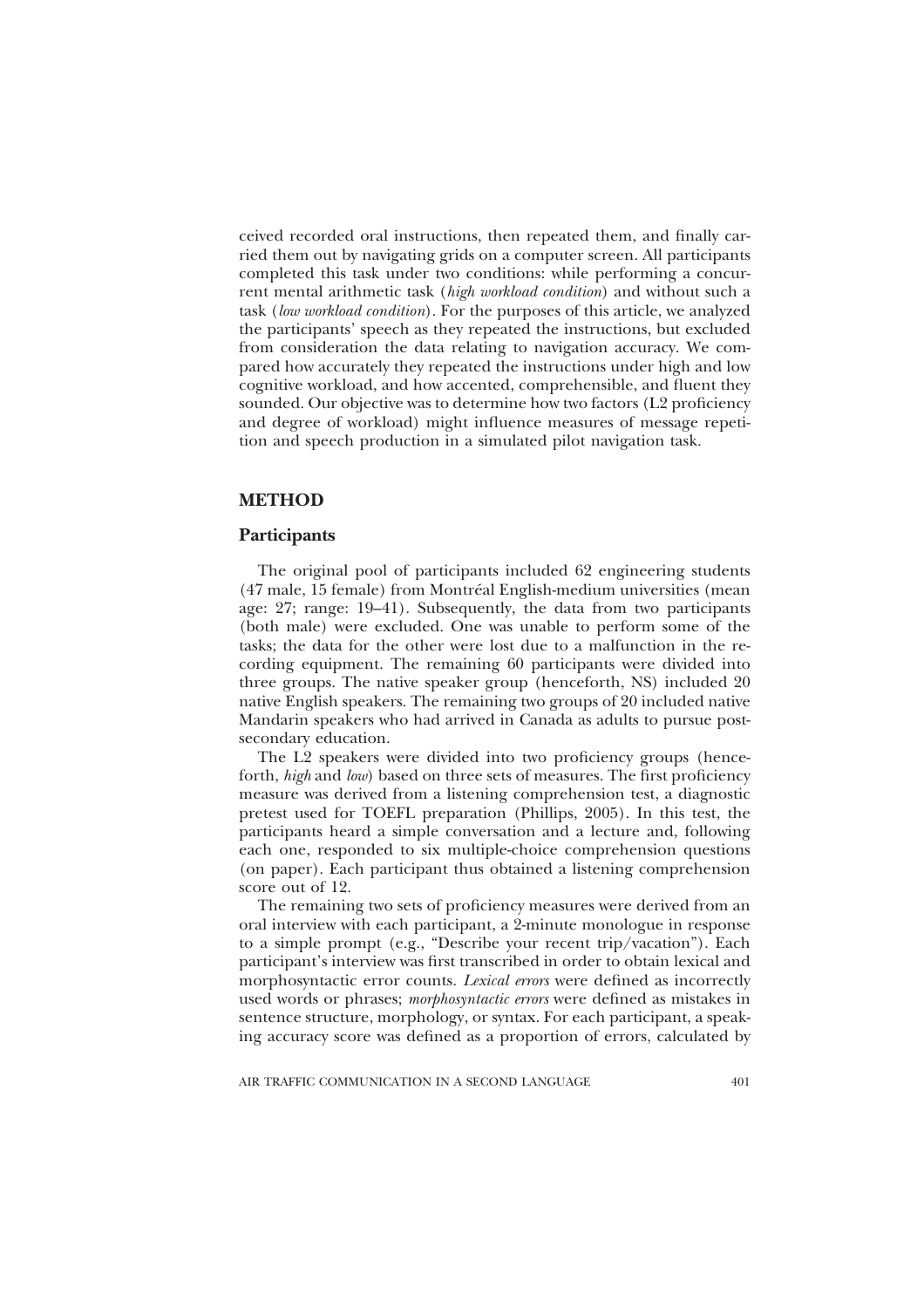ceived recorded oral instructions, then repeated them, and finally carried them out by navigating grids on a computer screen. All participants completed this task under two conditions: while performing a concurrent mental arithmetic task (*high workload condition*) and without such a task (*low workload condition*). For the purposes of this article, we analyzed the participants' speech as they repeated the instructions, but excluded from consideration the data relating to navigation accuracy. We compared how accurately they repeated the instructions under high and low cognitive workload, and how accented, comprehensible, and fluent they sounded. Our objective was to determine how two factors (L2 proficiency and degree of workload) might influence measures of message repetition and speech production in a simulated pilot navigation task.

## METHOD

### Participants

The original pool of participants included 62 engineering students (47 male, 15 female) from Montréal English-medium universities (mean age: 27; range: 19–41). Subsequently, the data from two participants (both male) were excluded. One was unable to perform some of the tasks; the data for the other were lost due to a malfunction in the recording equipment. The remaining 60 participants were divided into three groups. The native speaker group (henceforth, NS) included 20 native English speakers. The remaining two groups of 20 included native Mandarin speakers who had arrived in Canada as adults to pursue postsecondary education.

The L2 speakers were divided into two proficiency groups (henceforth, *high* and *low*) based on three sets of measures. The first proficiency measure was derived from a listening comprehension test, a diagnostic pretest used for TOEFL preparation (Phillips, 2005). In this test, the participants heard a simple conversation and a lecture and, following each one, responded to six multiple-choice comprehension questions (on paper). Each participant thus obtained a listening comprehension score out of 12.

The remaining two sets of proficiency measures were derived from an oral interview with each participant, a 2-minute monologue in response to a simple prompt (e.g., "Describe your recent trip/vacation"). Each participant's interview was first transcribed in order to obtain lexical and morphosyntactic error counts. *Lexical errors* were defined as incorrectly used words or phrases; *morphosyntactic errors* were defined as mistakes in sentence structure, morphology, or syntax. For each participant, a speaking accuracy score was defined as a proportion of errors, calculated by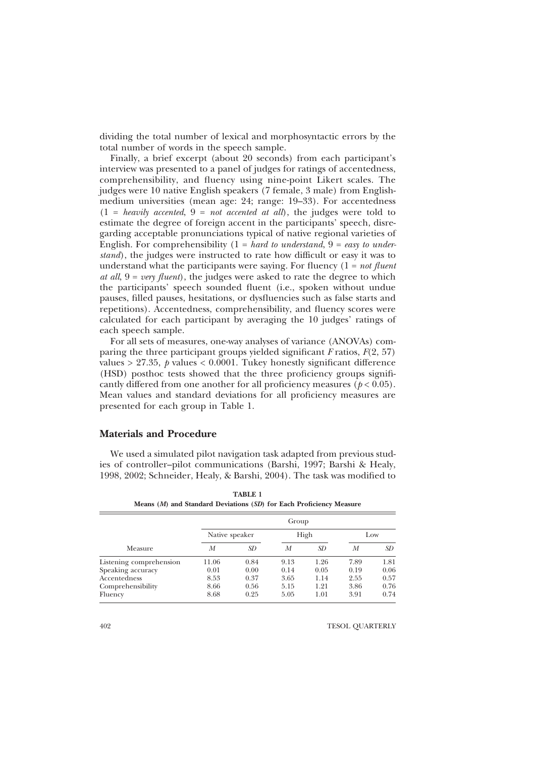dividing the total number of lexical and morphosyntactic errors by the total number of words in the speech sample.

Finally, a brief excerpt (about 20 seconds) from each participant's interview was presented to a panel of judges for ratings of accentedness, comprehensibility, and fluency using nine-point Likert scales. The judges were 10 native English speakers (7 female, 3 male) from English-medium universities (mean age: 24; range: 19–33). For accentedness (1 = *heavily accented*, 9 = *not accented at all*), the judges were told to estimate the degree of foreign accent in the participants' speech, disregarding acceptable pronunciations typical of native regional varieties of English. For comprehensibility (1 = *hard to understand*, 9 = *easy to understand*), the judges were instructed to rate how difficult or easy it was to understand what the participants were saying. For fluency (1 = *not fluent at all*, 9 = *very fluent*), the judges were asked to rate the degree to which the participants' speech sounded fluent (i.e., spoken without undue pauses, filled pauses, hesitations, or dysfluencies such as false starts and repetitions). Accentedness, comprehensibility, and fluency scores were calculated for each participant by averaging the 10 judges' ratings of each speech sample.

For all sets of measures, one-way analyses of variance (ANOVAs) comparing the three participant groups yielded significant $F$ ratios, $F(2, 57)$ values $> 27.35$, $p$ values $< 0.0001$. Tukey honestly significant difference (HSD) posthoc tests showed that the three proficiency groups significantly differed from one another for all proficiency measures ($p < 0.05$). Mean values and standard deviations for all proficiency measures are presented for each group in Table 1.

## Materials and Procedure

We used a simulated pilot navigation task adapted from previous studies of controller–pilot communications (Barshi, 1997; Barshi & Healy, 1998, 2002; Schneider, Healy, & Barshi, 2004). The task was modified to

**TABLE 1**
**Means (*M*) and Standard Deviations (*SD*) for Each Proficiency Measure**

| | Group | | | | | |
|---|---|---|---|---|---|---|
| | Native speaker | | High | | Low | |
| Measure | *M* | *SD* | *M* | *SD* | *M* | *SD* |
| Listening comprehension | 11.06 | 0.84 | 9.13 | 1.26 | 7.89 | 1.81 |
| Speaking accuracy | 0.01 | 0.00 | 0.14 | 0.05 | 0.19 | 0.06 |
| Accentedness | 8.53 | 0.37 | 3.65 | 1.14 | 2.55 | 0.57 |
| Comprehensibility | 8.66 | 0.56 | 5.15 | 1.21 | 3.86 | 0.76 |
| Fluency | 8.68 | 0.25 | 5.05 | 1.01 | 3.91 | 0.74 |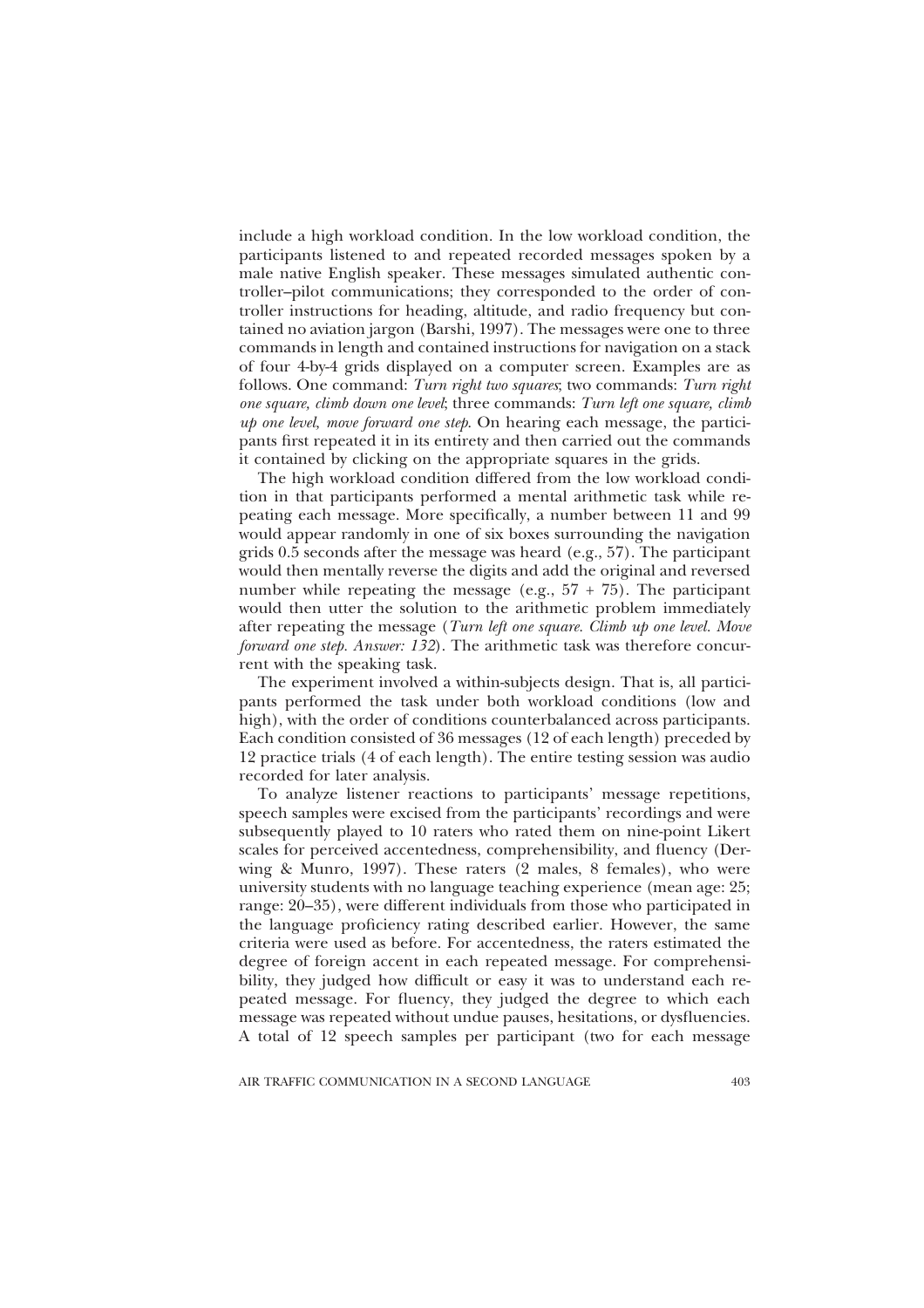include a high workload condition. In the low workload condition, the participants listened to and repeated recorded messages spoken by a male native English speaker. These messages simulated authentic controller–pilot communications; they corresponded to the order of controller instructions for heading, altitude, and radio frequency but contained no aviation jargon (Barshi, 1997). The messages were one to three commands in length and contained instructions for navigation on a stack of four 4-by-4 grids displayed on a computer screen. Examples are as follows. One command: *Turn right two squares*; two commands: *Turn right one square, climb down one level*; three commands: *Turn left one square, climb up one level, move forward one step*. On hearing each message, the participants first repeated it in its entirety and then carried out the commands it contained by clicking on the appropriate squares in the grids.

The high workload condition differed from the low workload condition in that participants performed a mental arithmetic task while repeating each message. More specifically, a number between 11 and 99 would appear randomly in one of six boxes surrounding the navigation grids 0.5 seconds after the message was heard (e.g., 57). The participant would then mentally reverse the digits and add the original and reversed number while repeating the message (e.g., 57 + 75). The participant would then utter the solution to the arithmetic problem immediately after repeating the message (*Turn left one square. Climb up one level. Move forward one step. Answer: 132*). The arithmetic task was therefore concurrent with the speaking task.

The experiment involved a within-subjects design. That is, all participants performed the task under both workload conditions (low and high), with the order of conditions counterbalanced across participants. Each condition consisted of 36 messages (12 of each length) preceded by 12 practice trials (4 of each length). The entire testing session was audio recorded for later analysis.

To analyze listener reactions to participants' message repetitions, speech samples were excised from the participants' recordings and were subsequently played to 10 raters who rated them on nine-point Likert scales for perceived accentedness, comprehensibility, and fluency (Derwing & Munro, 1997). These raters (2 males, 8 females), who were university students with no language teaching experience (mean age: 25; range: 20–35), were different individuals from those who participated in the language proficiency rating described earlier. However, the same criteria were used as before. For accentedness, the raters estimated the degree of foreign accent in each repeated message. For comprehensibility, they judged how difficult or easy it was to understand each repeated message. For fluency, they judged the degree to which each message was repeated without undue pauses, hesitations, or dysfluencies. A total of 12 speech samples per participant (two for each message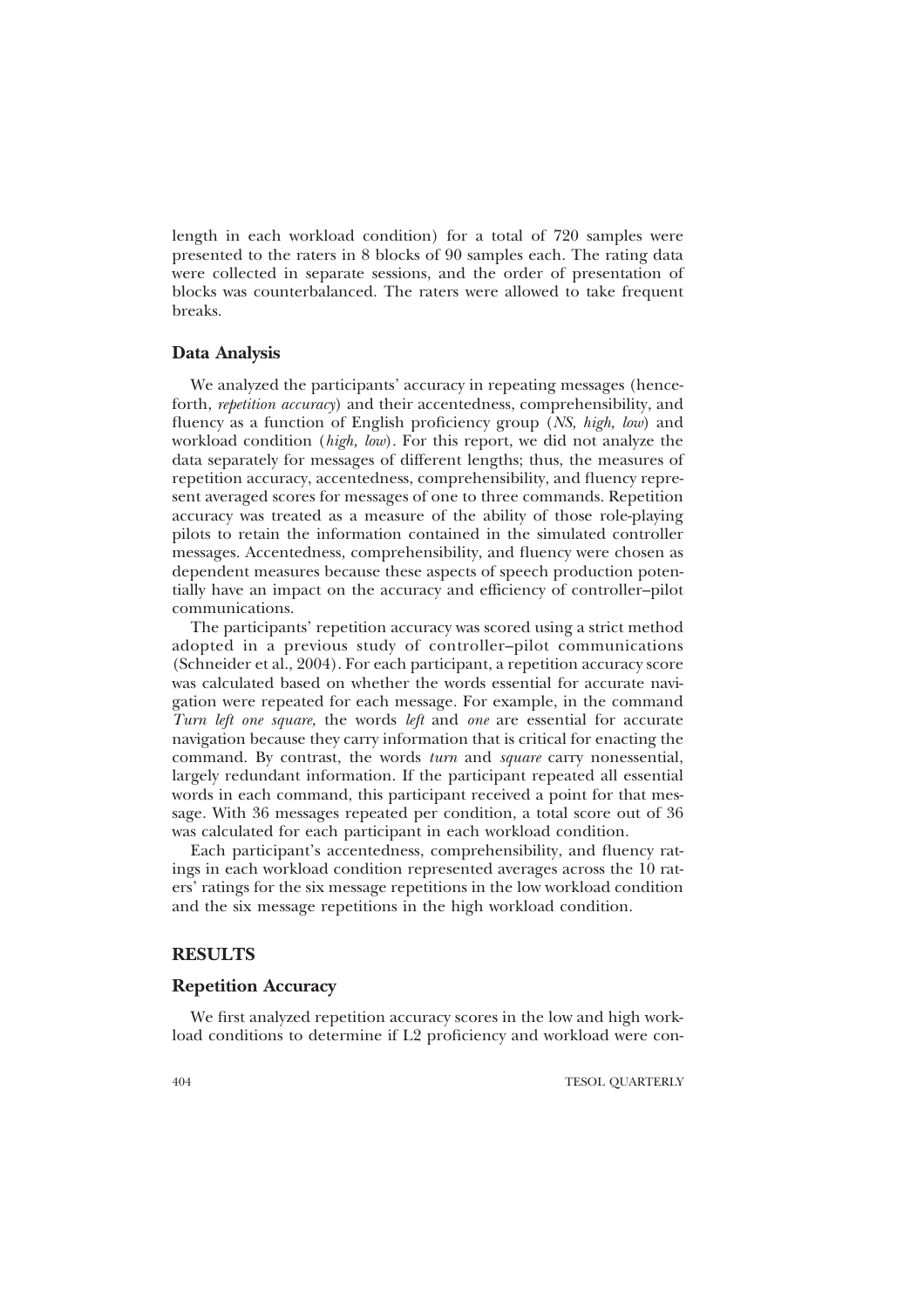length in each workload condition) for a total of 720 samples were presented to the raters in 8 blocks of 90 samples each. The rating data were collected in separate sessions, and the order of presentation of blocks was counterbalanced. The raters were allowed to take frequent breaks.

### Data Analysis

We analyzed the participants' accuracy in repeating messages (henceforth, *repetition accuracy*) and their accentedness, comprehensibility, and fluency as a function of English proficiency group (*NS, high, low*) and workload condition (*high, low*). For this report, we did not analyze the data separately for messages of different lengths; thus, the measures of repetition accuracy, accentedness, comprehensibility, and fluency represent averaged scores for messages of one to three commands. Repetition accuracy was treated as a measure of the ability of those role-playing pilots to retain the information contained in the simulated controller messages. Accentedness, comprehensibility, and fluency were chosen as dependent measures because these aspects of speech production potentially have an impact on the accuracy and efficiency of controller–pilot communications.

The participants' repetition accuracy was scored using a strict method adopted in a previous study of controller–pilot communications (Schneider et al., 2004). For each participant, a repetition accuracy score was calculated based on whether the words essential for accurate navigation were repeated for each message. For example, in the command *Turn left one square,* the words *left* and *one* are essential for accurate navigation because they carry information that is critical for enacting the command. By contrast, the words *turn* and *square* carry nonessential, largely redundant information. If the participant repeated all essential words in each command, this participant received a point for that message. With 36 messages repeated per condition, a total score out of 36 was calculated for each participant in each workload condition.

Each participant's accentedness, comprehensibility, and fluency ratings in each workload condition represented averages across the 10 raters' ratings for the six message repetitions in the low workload condition and the six message repetitions in the high workload condition.

## RESULTS

### Repetition Accuracy

We first analyzed repetition accuracy scores in the low and high workload conditions to determine if L2 proficiency and workload were con-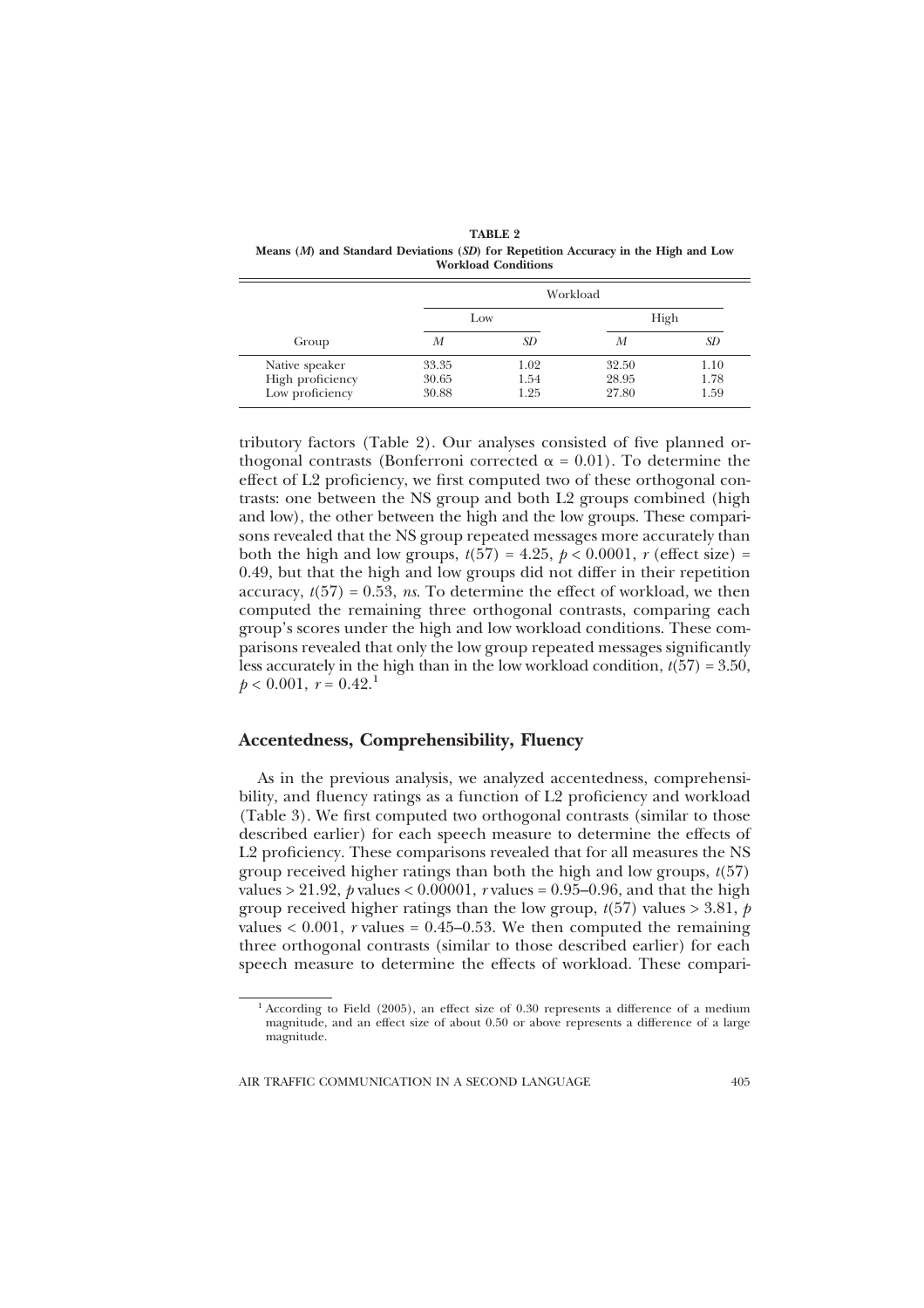**TABLE 2**
**Means (*M*) and Standard Deviations (*SD*) for Repetition Accuracy in the High and Low Workload Conditions**

| | Workload | | | |
|---|---|---|---|---|
| | Low | | High | |
| Group | *M* | *SD* | *M* | *SD* |
| Native speaker | 33.35 | 1.02 | 32.50 | 1.10 |
| High proficiency | 30.65 | 1.54 | 28.95 | 1.78 |
| Low proficiency | 30.88 | 1.25 | 27.80 | 1.59 |

tributory factors (Table 2). Our analyses consisted of five planned orthogonal contrasts (Bonferroni corrected $\alpha = 0.01$). To determine the effect of L2 proficiency, we first computed two of these orthogonal contrasts: one between the NS group and both L2 groups combined (high and low), the other between the high and the low groups. These comparisons revealed that the NS group repeated messages more accurately than both the high and low groups, $t(57) = 4.25$, $p < 0.0001$, $r$ (effect size) = 0.49, but that the high and low groups did not differ in their repetition accuracy, $t(57) = 0.53$, *ns*. To determine the effect of workload, we then computed the remaining three orthogonal contrasts, comparing each group's scores under the high and low workload conditions. These comparisons revealed that only the low group repeated messages significantly less accurately in the high than in the low workload condition, $t(57) = 3.50$, $p < 0.001$, $r = 0.42$.[1]

## Accentedness, Comprehensibility, Fluency

As in the previous analysis, we analyzed accentedness, comprehensibility, and fluency ratings as a function of L2 proficiency and workload (Table 3). We first computed two orthogonal contrasts (similar to those described earlier) for each speech measure to determine the effects of L2 proficiency. These comparisons revealed that for all measures the NS group received higher ratings than both the high and low groups, $t(57)$ values > 21.92, $p$ values < 0.00001, $r$ values = 0.95–0.96, and that the high group received higher ratings than the low group, $t(57)$ values > 3.81, $p$ values < 0.001, $r$ values = 0.45–0.53. We then computed the remaining three orthogonal contrasts (similar to those described earlier) for each speech measure to determine the effects of workload. These compari-

[1] According to Field (2005), an effect size of 0.30 represents a difference of a medium magnitude, and an effect size of about 0.50 or above represents a difference of a large magnitude.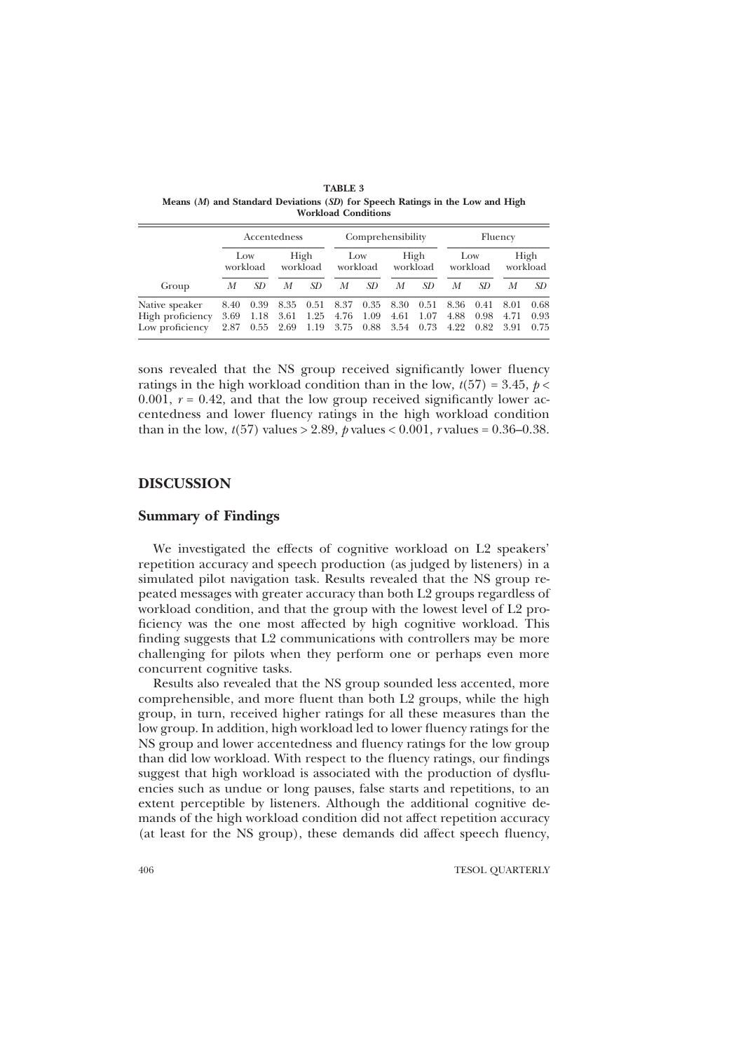**TABLE 3**

**Means (*M*) and Standard Deviations (*SD*) for Speech Ratings in the Low and High Workload Conditions**

| | Accentedness | | | | Comprehensibility | | | | Fluency | | | |
|---|---|---|---|---|---|---|---|---|---|---|---|---|
| | Low workload | | High workload | | Low workload | | High workload | | Low workload | | High workload | |
| Group | *M* | *SD* | *M* | *SD* | *M* | *SD* | *M* | *SD* | *M* | *SD* | *M* | *SD* |
| Native speaker | 8.40 | 0.39 | 8.35 | 0.51 | 8.37 | 0.35 | 8.30 | 0.51 | 8.36 | 0.41 | 8.01 | 0.68 |
| High proficiency | 3.69 | 1.18 | 3.61 | 1.25 | 4.76 | 1.09 | 4.61 | 1.07 | 4.88 | 0.98 | 4.71 | 0.93 |
| Low proficiency | 2.87 | 0.55 | 2.69 | 1.19 | 3.75 | 0.88 | 3.54 | 0.73 | 4.22 | 0.82 | 3.91 | 0.75 |

sons revealed that the NS group received significantly lower fluency ratings in the high workload condition than in the low, $t(57) = 3.45$, $p < 0.001$, $r = 0.42$, and that the low group received significantly lower accentedness and lower fluency ratings in the high workload condition than in the low, $t(57)$ values $> 2.89$, $p$ values $< 0.001$, $r$ values $= 0.36$–$0.38$.

## DISCUSSION

### Summary of Findings

We investigated the effects of cognitive workload on L2 speakers' repetition accuracy and speech production (as judged by listeners) in a simulated pilot navigation task. Results revealed that the NS group repeated messages with greater accuracy than both L2 groups regardless of workload condition, and that the group with the lowest level of L2 proficiency was the one most affected by high cognitive workload. This finding suggests that L2 communications with controllers may be more challenging for pilots when they perform one or perhaps even more concurrent cognitive tasks.

Results also revealed that the NS group sounded less accented, more comprehensible, and more fluent than both L2 groups, while the high group, in turn, received higher ratings for all these measures than the low group. In addition, high workload led to lower fluency ratings for the NS group and lower accentedness and fluency ratings for the low group than did low workload. With respect to the fluency ratings, our findings suggest that high workload is associated with the production of dysfluencies such as undue or long pauses, false starts and repetitions, to an extent perceptible by listeners. Although the additional cognitive demands of the high workload condition did not affect repetition accuracy (at least for the NS group), these demands did affect speech fluency,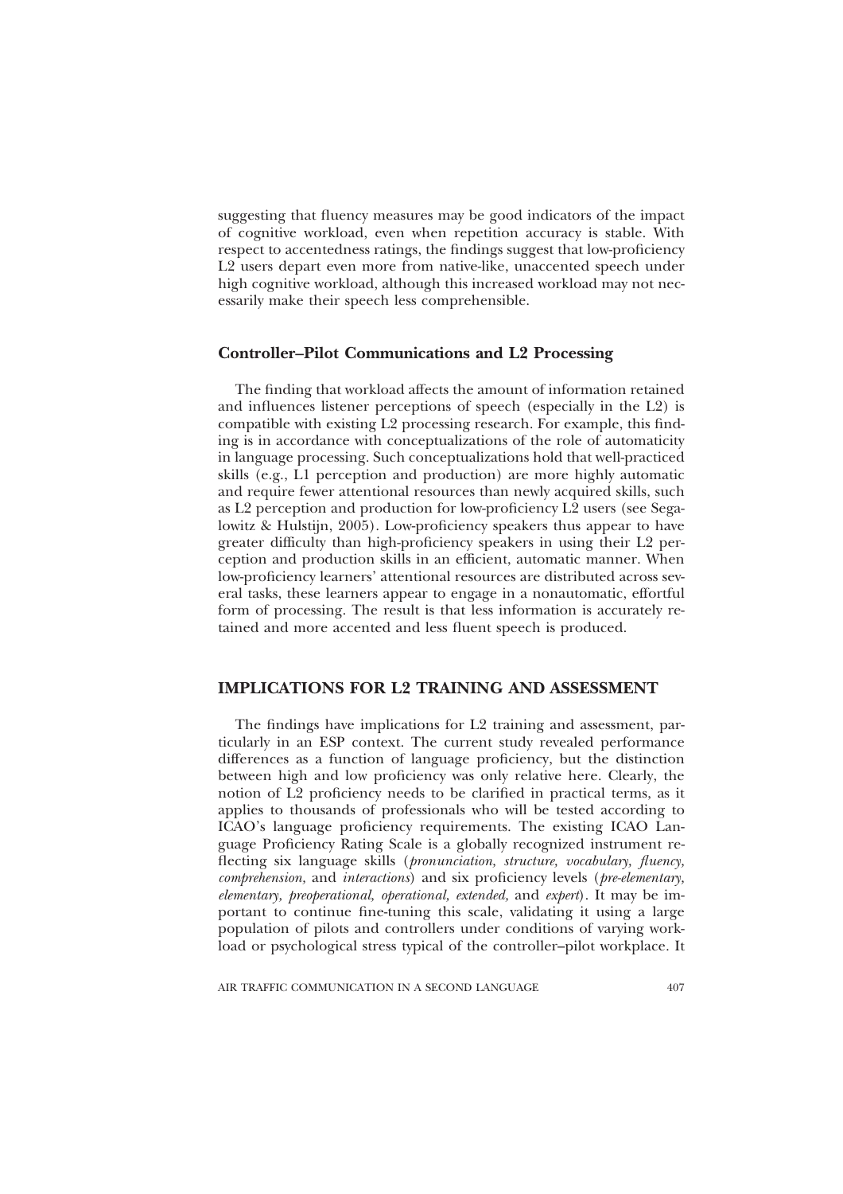suggesting that fluency measures may be good indicators of the impact of cognitive workload, even when repetition accuracy is stable. With respect to accentedness ratings, the findings suggest that low-proficiency L2 users depart even more from native-like, unaccented speech under high cognitive workload, although this increased workload may not necessarily make their speech less comprehensible.

### Controller–Pilot Communications and L2 Processing

The finding that workload affects the amount of information retained and influences listener perceptions of speech (especially in the L2) is compatible with existing L2 processing research. For example, this finding is in accordance with conceptualizations of the role of automaticity in language processing. Such conceptualizations hold that well-practiced skills (e.g., L1 perception and production) are more highly automatic and require fewer attentional resources than newly acquired skills, such as L2 perception and production for low-proficiency L2 users (see Segalowitz & Hulstijn, 2005). Low-proficiency speakers thus appear to have greater difficulty than high-proficiency speakers in using their L2 perception and production skills in an efficient, automatic manner. When low-proficiency learners' attentional resources are distributed across several tasks, these learners appear to engage in a nonautomatic, effortful form of processing. The result is that less information is accurately retained and more accented and less fluent speech is produced.

## IMPLICATIONS FOR L2 TRAINING AND ASSESSMENT

The findings have implications for L2 training and assessment, particularly in an ESP context. The current study revealed performance differences as a function of language proficiency, but the distinction between high and low proficiency was only relative here. Clearly, the notion of L2 proficiency needs to be clarified in practical terms, as it applies to thousands of professionals who will be tested according to ICAO's language proficiency requirements. The existing ICAO Language Proficiency Rating Scale is a globally recognized instrument reflecting six language skills (*pronunciation, structure, vocabulary, fluency, comprehension,* and *interactions*) and six proficiency levels (*pre-elementary, elementary, preoperational, operational, extended,* and *expert*). It may be important to continue fine-tuning this scale, validating it using a large population of pilots and controllers under conditions of varying workload or psychological stress typical of the controller–pilot workplace. It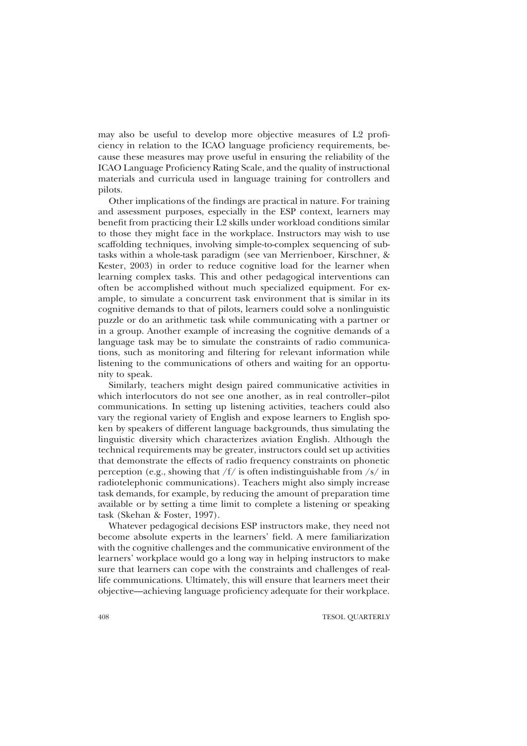may also be useful to develop more objective measures of L2 proficiency in relation to the ICAO language proficiency requirements, because these measures may prove useful in ensuring the reliability of the ICAO Language Proficiency Rating Scale, and the quality of instructional materials and curricula used in language training for controllers and pilots.

Other implications of the findings are practical in nature. For training and assessment purposes, especially in the ESP context, learners may benefit from practicing their L2 skills under workload conditions similar to those they might face in the workplace. Instructors may wish to use scaffolding techniques, involving simple-to-complex sequencing of subtasks within a whole-task paradigm (see van Merrienboer, Kirschner, & Kester, 2003) in order to reduce cognitive load for the learner when learning complex tasks. This and other pedagogical interventions can often be accomplished without much specialized equipment. For example, to simulate a concurrent task environment that is similar in its cognitive demands to that of pilots, learners could solve a nonlinguistic puzzle or do an arithmetic task while communicating with a partner or in a group. Another example of increasing the cognitive demands of a language task may be to simulate the constraints of radio communications, such as monitoring and filtering for relevant information while listening to the communications of others and waiting for an opportunity to speak.

Similarly, teachers might design paired communicative activities in which interlocutors do not see one another, as in real controller–pilot communications. In setting up listening activities, teachers could also vary the regional variety of English and expose learners to English spoken by speakers of different language backgrounds, thus simulating the linguistic diversity which characterizes aviation English. Although the technical requirements may be greater, instructors could set up activities that demonstrate the effects of radio frequency constraints on phonetic perception (e.g., showing that /f/ is often indistinguishable from /s/ in radiotelephonic communications). Teachers might also simply increase task demands, for example, by reducing the amount of preparation time available or by setting a time limit to complete a listening or speaking task (Skehan & Foster, 1997).

Whatever pedagogical decisions ESP instructors make, they need not become absolute experts in the learners' field. A mere familiarization with the cognitive challenges and the communicative environment of the learners' workplace would go a long way in helping instructors to make sure that learners can cope with the constraints and challenges of real-life communications. Ultimately, this will ensure that learners meet their objective—achieving language proficiency adequate for their workplace.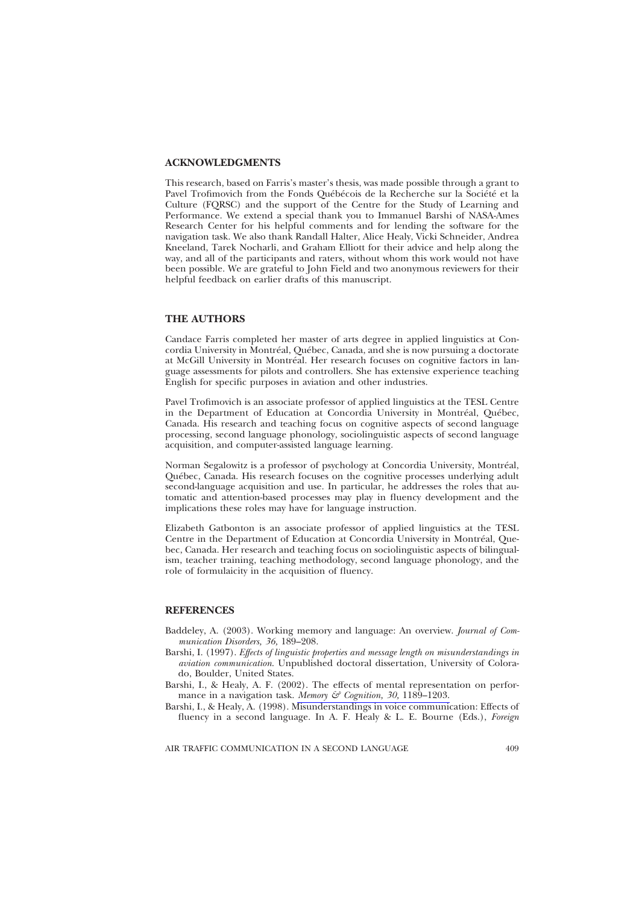## ACKNOWLEDGMENTS

This research, based on Farris's master's thesis, was made possible through a grant to Pavel Trofimovich from the Fonds Québécois de la Recherche sur la Société et la Culture (FQRSC) and the support of the Centre for the Study of Learning and Performance. We extend a special thank you to Immanuel Barshi of NASA-Ames Research Center for his helpful comments and for lending the software for the navigation task. We also thank Randall Halter, Alice Healy, Vicki Schneider, Andrea Kneeland, Tarek Nocharli, and Graham Elliott for their advice and help along the way, and all of the participants and raters, without whom this work would not have been possible. We are grateful to John Field and two anonymous reviewers for their helpful feedback on earlier drafts of this manuscript.

## THE AUTHORS

Candace Farris completed her master of arts degree in applied linguistics at Concordia University in Montréal, Québec, Canada, and she is now pursuing a doctorate at McGill University in Montréal. Her research focuses on cognitive factors in language assessments for pilots and controllers. She has extensive experience teaching English for specific purposes in aviation and other industries.

Pavel Trofimovich is an associate professor of applied linguistics at the TESL Centre in the Department of Education at Concordia University in Montréal, Québec, Canada. His research and teaching focus on cognitive aspects of second language processing, second language phonology, sociolinguistic aspects of second language acquisition, and computer-assisted language learning.

Norman Segalowitz is a professor of psychology at Concordia University, Montréal, Québec, Canada. His research focuses on the cognitive processes underlying adult second-language acquisition and use. In particular, he addresses the roles that automatic and attention-based processes may play in fluency development and the implications these roles may have for language instruction.

Elizabeth Gatbonton is an associate professor of applied linguistics at the TESL Centre in the Department of Education at Concordia University in Montréal, Quebec, Canada. Her research and teaching focus on sociolinguistic aspects of bilingualism, teacher training, teaching methodology, second language phonology, and the role of formulaicity in the acquisition of fluency.

## REFERENCES

Baddeley, A. (2003). Working memory and language: An overview. *Journal of Communication Disorders, 36,* 189–208.

Barshi, I. (1997). *Effects of linguistic properties and message length on misunderstandings in aviation communication.* Unpublished doctoral dissertation, University of Colorado, Boulder, United States.

Barshi, I., & Healy, A. F. (2002). The effects of mental representation on performance in a navigation task. *Memory & Cognition, 30,* 1189–1203.

Barshi, I., & Healy, A. (1998). Misunderstandings in voice communication: Effects of fluency in a second language. In A. F. Healy & L. E. Bourne (Eds.), *Foreign*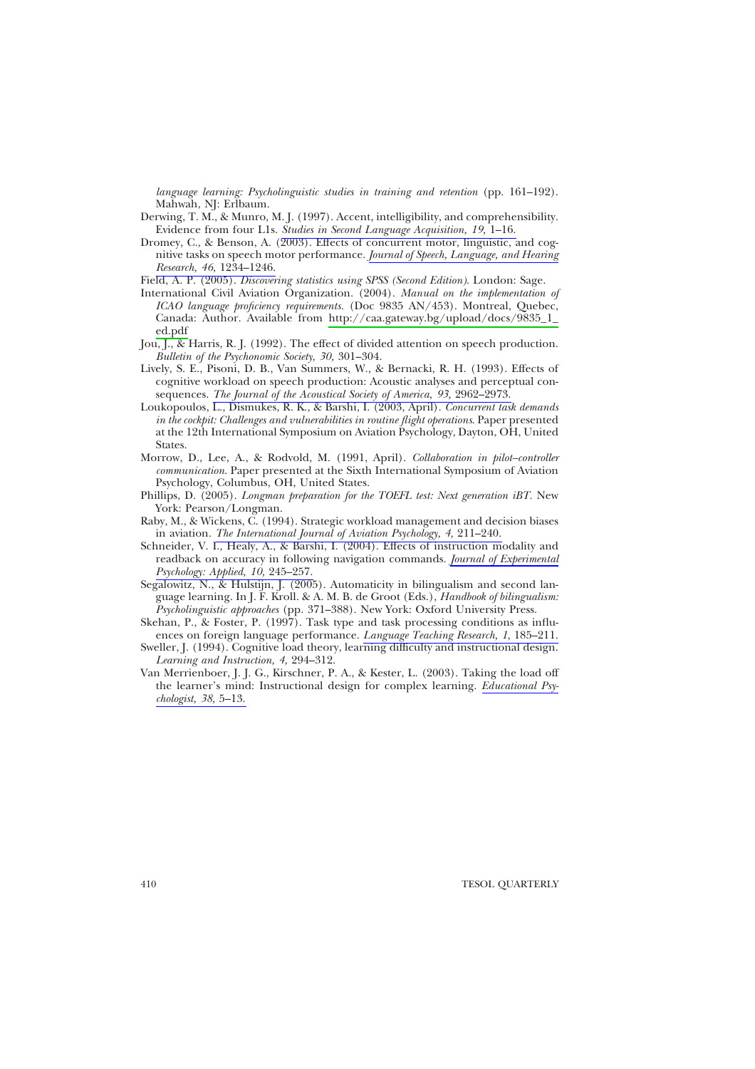*language learning: Psycholinguistic studies in training and retention* (pp. 161–192). Mahwah, NJ: Erlbaum.

Derwing, T. M., & Munro, M. J. (1997). Accent, intelligibility, and comprehensibility. Evidence from four L1s. *Studies in Second Language Acquisition, 19,* 1–16.

Dromey, C., & Benson, A. (2003). Effects of concurrent motor, linguistic, and cognitive tasks on speech motor performance. *Journal of Speech, Language, and Hearing Research, 46,* 1234–1246.

Field, A. P. (2005). *Discovering statistics using SPSS (Second Edition).* London: Sage.

International Civil Aviation Organization. (2004). *Manual on the implementation of ICAO language proficiency requirements.* (Doc 9835 AN/453). Montreal, Quebec, Canada: Author. Available from http://caa.gateway.bg/upload/docs/9835_1_ed.pdf

Jou, J., & Harris, R. J. (1992). The effect of divided attention on speech production. *Bulletin of the Psychonomic Society, 30,* 301–304.

Lively, S. E., Pisoni, D. B., Van Summers, W., & Bernacki, R. H. (1993). Effects of cognitive workload on speech production: Acoustic analyses and perceptual consequences. *The Journal of the Acoustical Society of America, 93,* 2962–2973.

Loukopoulos, L., Dismukes, R. K., & Barshi, I. (2003, April). *Concurrent task demands in the cockpit: Challenges and vulnerabilities in routine flight operations.* Paper presented at the 12th International Symposium on Aviation Psychology, Dayton, OH, United States.

Morrow, D., Lee, A., & Rodvold, M. (1991, April). *Collaboration in pilot–controller communication.* Paper presented at the Sixth International Symposium of Aviation Psychology, Columbus, OH, United States.

Phillips, D. (2005). *Longman preparation for the TOEFL test: Next generation iBT.* New York: Pearson/Longman.

Raby, M., & Wickens, C. (1994). Strategic workload management and decision biases in aviation. *The International Journal of Aviation Psychology, 4,* 211–240.

Schneider, V. I., Healy, A., & Barshi, I. (2004). Effects of instruction modality and readback on accuracy in following navigation commands. *Journal of Experimental Psychology: Applied, 10,* 245–257.

Segalowitz, N., & Hulstijn, J. (2005). Automaticity in bilingualism and second language learning. In J. F. Kroll. & A. M. B. de Groot (Eds.), *Handbook of bilingualism: Psycholinguistic approaches* (pp. 371–388). New York: Oxford University Press.

Skehan, P., & Foster, P. (1997). Task type and task processing conditions as influences on foreign language performance. *Language Teaching Research, 1,* 185–211.

Sweller, J. (1994). Cognitive load theory, learning difficulty and instructional design. *Learning and Instruction, 4,* 294–312.

Van Merrienboer, J. J. G., Kirschner, P. A., & Kester, L. (2003). Taking the load off the learner's mind: Instructional design for complex learning. *Educational Psychologist, 38,* 5–13.